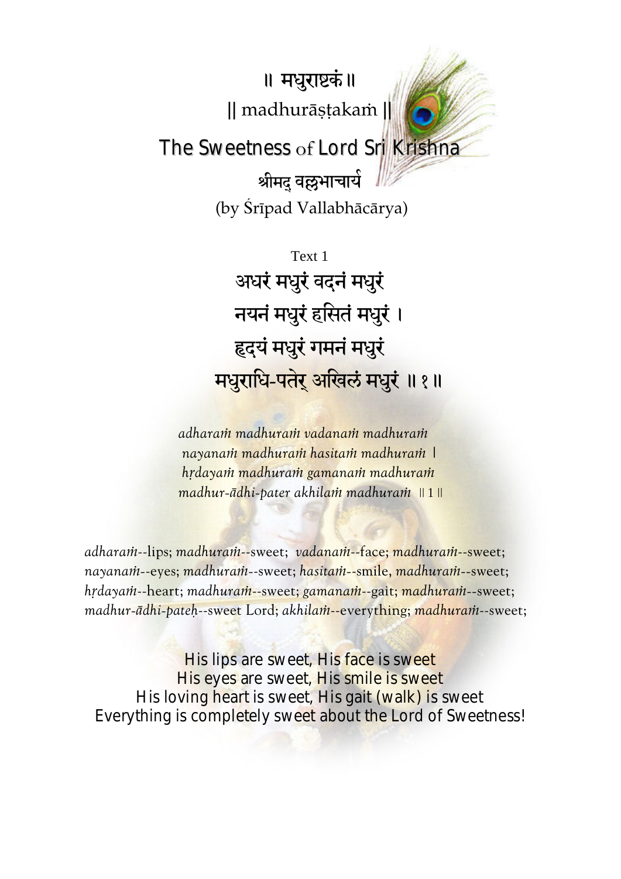# ॥ मधुराष्टकं ॥

## || madhurāṣṭakaṁ ||

## The Sweetness of Lord Sri Krishna

श्रीमद् वल्लभाचार्य

(by Śrīpad Vallabhācārya)

Text 1

अधरं मधुरं वदनं मधुरं
नयनं मधुरं हसितं मधुरं ।
हृदयं मधुरं गमनं मधुरं
मधुराधि-पतेर् अखिलं मधुरं ॥ १ ॥

*adharaṁ madhuraṁ vadanaṁ madhuraṁ*
*nayanaṁ madhuraṁ hasitaṁ madhuraṁ* ।
*hṛdayaṁ madhuraṁ gamanaṁ madhuraṁ*
*madhur-ādhi-pater akhilaṁ madhuraṁ* ॥ 1 ॥

*adharaṁ*--lips; *madhuraṁ*--sweet; *vadanaṁ*--face; *madhuraṁ*--sweet; *nayanaṁ*--eyes; *madhuraṁ*--sweet; *hasitaṁ*--smile, *madhuraṁ*--sweet; *hṛdayaṁ*--heart; *madhuraṁ*--sweet; *gamanaṁ*--gait; *madhuraṁ*--sweet; *madhur-ādhi-pateḥ*--sweet Lord; *akhilaṁ*--everything; *madhuraṁ*--sweet;

His lips are sweet, His face is sweet
His eyes are sweet, His smile is sweet
His loving heart is sweet, His gait (walk) is sweet
Everything is completely sweet about the Lord of Sweetness!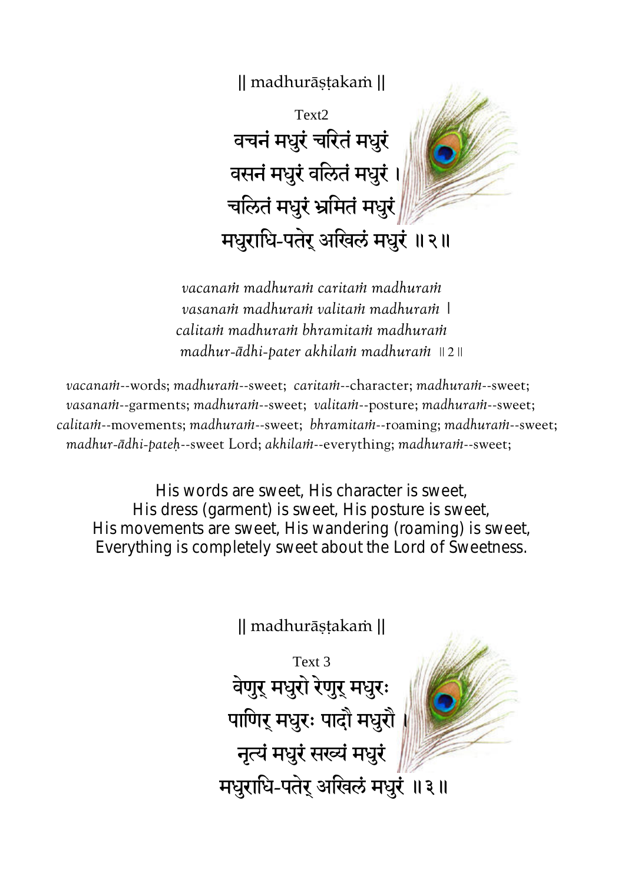|| madhurāṣṭakaṁ ||

Text2

वचनं मधुरं चरितं मधुरं
वसनं मधुरं वलितं मधुरं ।
चलितं मधुरं भ्रमितं मधुरं
मधुराधि-पतेर् अखिलं मधुरं ॥२॥

*vacanaṁ madhuraṁ caritaṁ madhuraṁ*
*vasanaṁ madhuraṁ valitaṁ madhuraṁ* |
*calitaṁ madhuraṁ bhramitaṁ madhuraṁ*
*madhur-ādhi-pater akhilaṁ madhuraṁ* ॥2॥

*vacanaṁ*--words; *madhuraṁ*--sweet; *caritaṁ*--character; *madhuraṁ*--sweet; *vasanaṁ*--garments; *madhuraṁ*--sweet; *valitaṁ*--posture; *madhuraṁ*--sweet; *calitaṁ*--movements; *madhuraṁ*--sweet; *bhramitaṁ*--roaming; *madhuraṁ*--sweet; *madhur-ādhi-pateḥ*--sweet Lord; *akhilaṁ*--everything; *madhuraṁ*--sweet;

His words are sweet, His character is sweet,
His dress (garment) is sweet, His posture is sweet,
His movements are sweet, His wandering (roaming) is sweet,
Everything is completely sweet about the Lord of Sweetness.

|| madhurāṣṭakaṁ ||

Text 3

वेणुर् मधुरो रेणुर् मधुरः
पाणिर् मधुरः पादौ मधुरौ ।
नृत्यं मधुरं सख्यं मधुरं
मधुराधि-पतेर् अखिलं मधुरं ॥३॥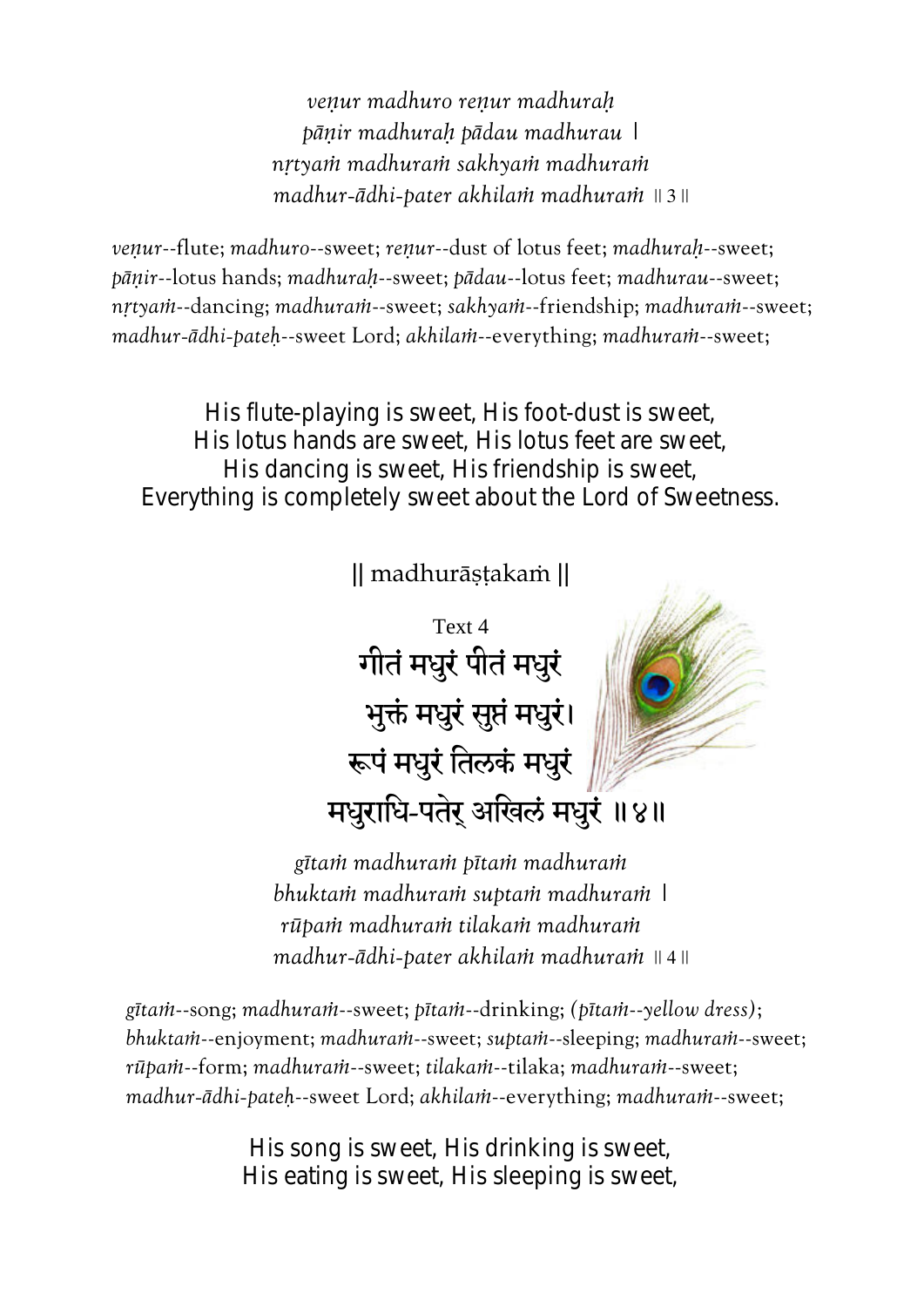*veṇur madhuro reṇur madhuraḥ*
*pāṇir madhuraḥ pādau madhurau |*
*nṛtyaṁ madhuraṁ sakhyaṁ madhuraṁ*
*madhur-ādhi-pater akhilaṁ madhuraṁ* || 3 ||

*veṇur*--flute; *madhuro*--sweet; *reṇur*--dust of lotus feet; *madhuraḥ*--sweet; *pāṇir*--lotus hands; *madhuraḥ*--sweet; *pādau*--lotus feet; *madhurau*--sweet; *nṛtyaṁ*--dancing; *madhuraṁ*--sweet; *sakhyaṁ*--friendship; *madhuraṁ*--sweet; *madhur-ādhi-pateḥ*--sweet Lord; *akhilaṁ*--everything; *madhuraṁ*--sweet;

His flute-playing is sweet, His foot-dust is sweet,
His lotus hands are sweet, His lotus feet are sweet,
His dancing is sweet, His friendship is sweet,
Everything is completely sweet about the Lord of Sweetness.

|| madhurāṣṭakaṁ ||

Text 4

गीतं मधुरं पीतं मधुरं
भुक्तं मधुरं सुप्तं मधुरं।
रूपं मधुरं तिलकं मधुरं
मधुराधि-पतेर् अखिलं मधुरं ॥४॥

*gītaṁ madhuraṁ pītaṁ madhuraṁ*
*bhuktaṁ madhuraṁ suptaṁ madhuraṁ |*
*rūpaṁ madhuraṁ tilakaṁ madhuraṁ*
*madhur-ādhi-pater akhilaṁ madhuraṁ* || 4 ||

*gītaṁ*--song; *madhuraṁ*--sweet; *pītaṁ*--drinking; *(pītaṁ--yellow dress)*; *bhuktaṁ*--enjoyment; *madhuraṁ*--sweet; *suptaṁ*--sleeping; *madhuraṁ*--sweet; *rūpaṁ*--form; *madhuraṁ*--sweet; *tilakaṁ*--tilaka; *madhuraṁ*--sweet; *madhur-ādhi-pateḥ*--sweet Lord; *akhilaṁ*--everything; *madhuraṁ*--sweet;

His song is sweet, His drinking is sweet,
His eating is sweet, His sleeping is sweet,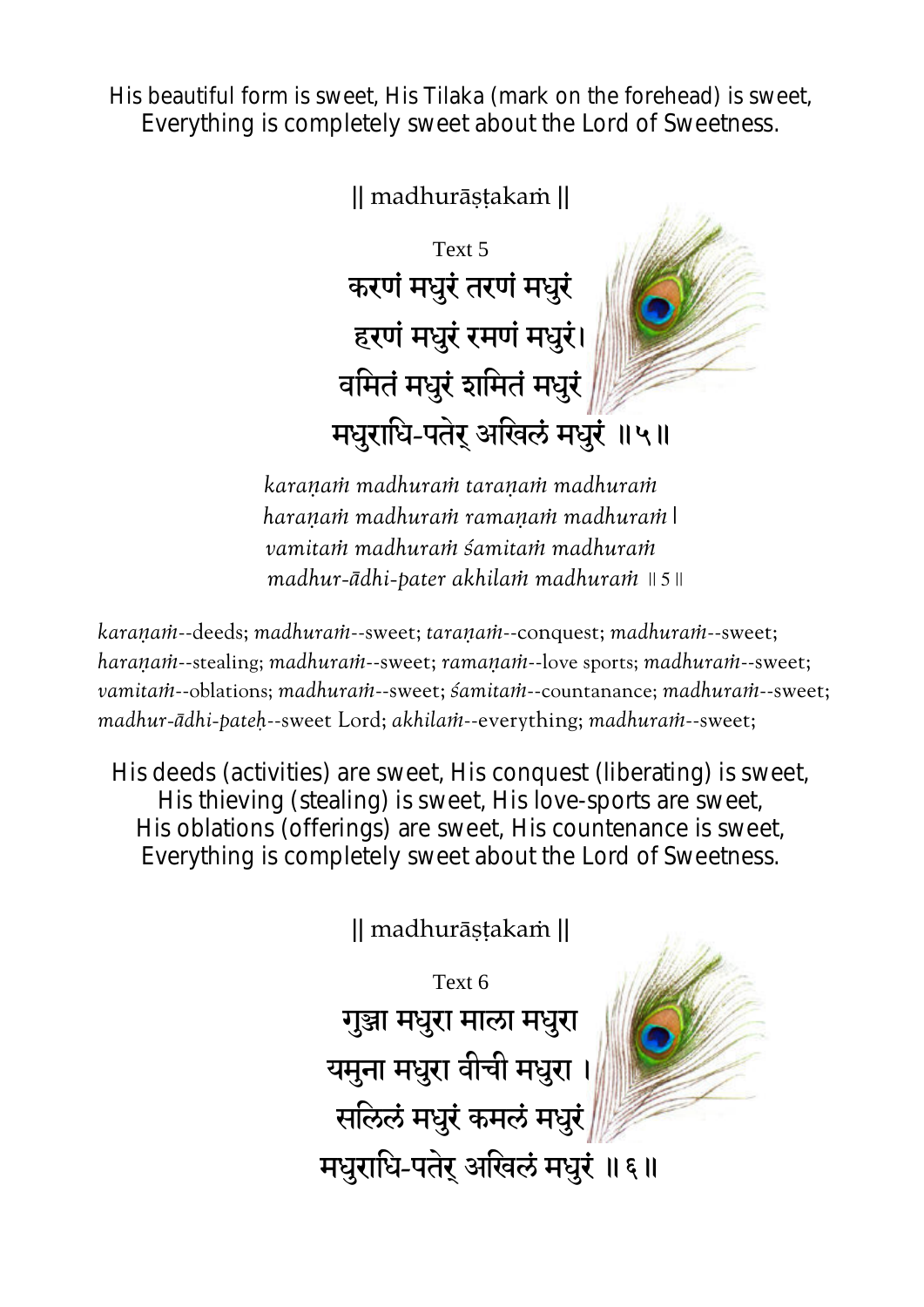His beautiful form is sweet, His Tilaka (mark on the forehead) is sweet,
Everything is completely sweet about the Lord of Sweetness.

|| madhurāṣṭakaṁ ||

Text 5

करणं मधुरं तरणं मधुरं
हरणं मधुरं रमणं मधुरं।
वमितं मधुरं शमितं मधुरं
मधुराधि-पतेर् अखिलं मधुरं ॥५॥

*karaṇaṁ madhuraṁ taraṇaṁ madhuraṁ*
*haraṇaṁ madhuraṁ ramaṇaṁ madhuraṁ* |
*vamitaṁ madhuraṁ śamitaṁ madhuraṁ*
*madhur-ādhi-pater akhilaṁ madhuraṁ* || 5 ||

*karaṇaṁ*--deeds; *madhuraṁ*--sweet; *taraṇaṁ*--conquest; *madhuraṁ*--sweet; *haraṇaṁ*--stealing; *madhuraṁ*--sweet; *ramaṇaṁ*--love sports; *madhuraṁ*--sweet; *vamitaṁ*--oblations; *madhuraṁ*--sweet; *śamitaṁ*--countanance; *madhuraṁ*--sweet; *madhur-ādhi-pateḥ*--sweet Lord; *akhilaṁ*--everything; *madhuraṁ*--sweet;

His deeds (activities) are sweet, His conquest (liberating) is sweet,
His thieving (stealing) is sweet, His love-sports are sweet,
His oblations (offerings) are sweet, His countenance is sweet,
Everything is completely sweet about the Lord of Sweetness.

|| madhurāṣṭakaṁ ||

Text 6

गुञ्जा मधुरा माला मधुरा
यमुना मधुरा वीची मधुरा ।
सलिलं मधुरं कमलं मधुरं
मधुराधि-पतेर् अखिलं मधुरं ॥६॥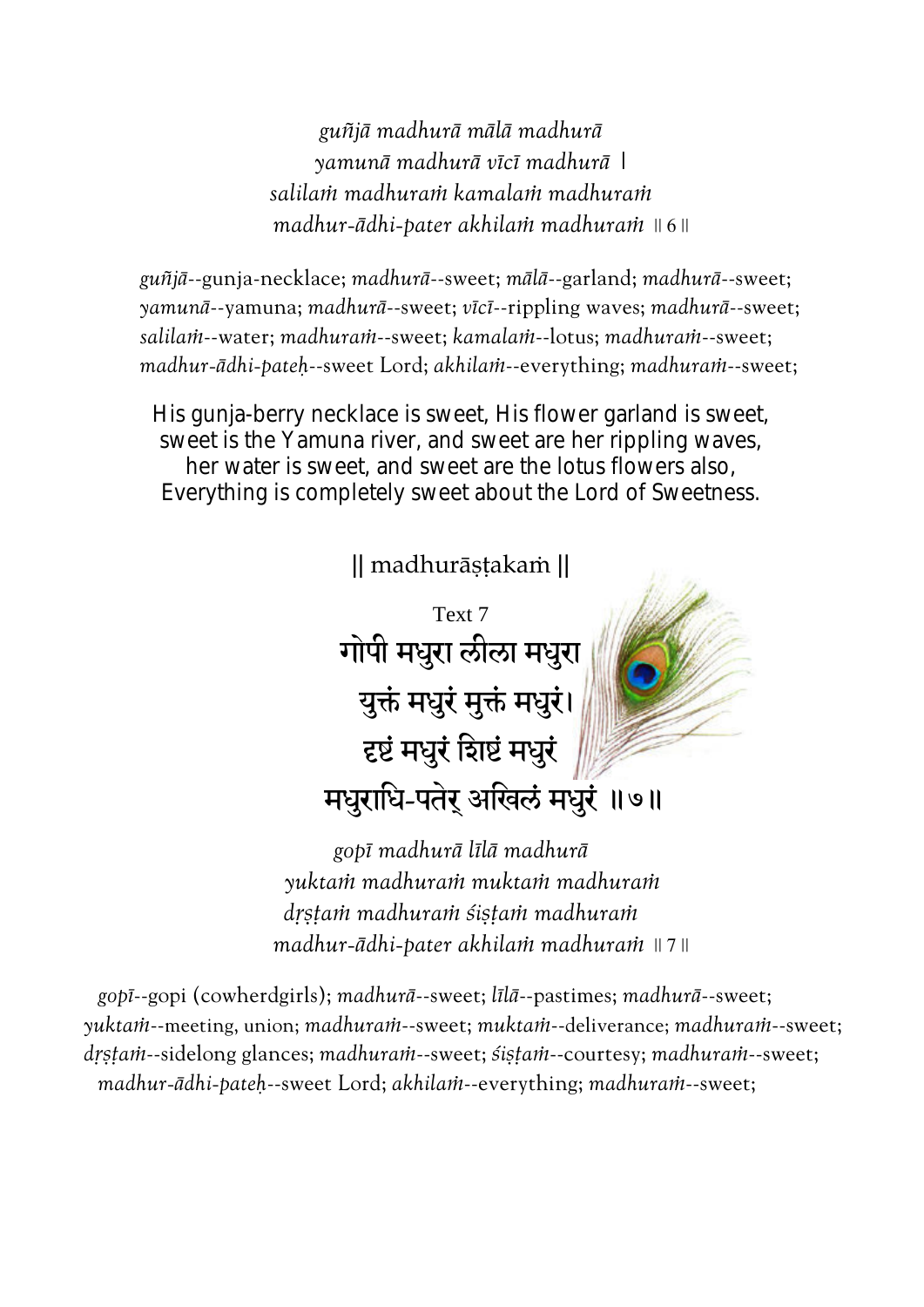*guñjā madhurā mālā madhurā*
*yamunā madhurā vīcī madhurā* |
*salilaṁ madhuraṁ kamalaṁ madhuraṁ*
*madhur-ādhi-pater akhilaṁ madhuraṁ* || 6 ||

*guñjā*--gunja-necklace; *madhurā*--sweet; *mālā*--garland; *madhurā*--sweet; *yamunā*--yamuna; *madhurā*--sweet; *vīcī*--rippling waves; *madhurā*--sweet; *salilaṁ*--water; *madhuraṁ*--sweet; *kamalaṁ*--lotus; *madhuraṁ*--sweet; *madhur-ādhi-pateḥ*--sweet Lord; *akhilaṁ*--everything; *madhuraṁ*--sweet;

His gunja-berry necklace is sweet, His flower garland is sweet,
sweet is the Yamuna river, and sweet are her rippling waves,
her water is sweet, and sweet are the lotus flowers also,
Everything is completely sweet about the Lord of Sweetness.

|| madhurāṣṭakaṁ ||

Text 7

गोपी मधुरा लीला मधुरा
युक्तं मधुरं मुक्तं मधुरं।
दृष्टं मधुरं शिष्टं मधुरं
मधुराधि-पतेर् अखिलं मधुरं ॥७॥

*gopī madhurā līlā madhurā*
*yuktaṁ madhuraṁ muktaṁ madhuraṁ*
*dṛṣṭaṁ madhuraṁ śiṣṭaṁ madhuraṁ*
*madhur-ādhi-pater akhilaṁ madhuraṁ* || 7 ||

*gopī*--gopi (cowherdgirls); *madhurā*--sweet; *līlā*--pastimes; *madhurā*--sweet; *yuktaṁ*--meeting, union; *madhuraṁ*--sweet; *muktaṁ*--deliverance; *madhuraṁ*--sweet; *dṛṣṭaṁ*--sidelong glances; *madhuraṁ*--sweet; *śiṣṭaṁ*--courtesy; *madhuraṁ*--sweet; *madhur-ādhi-pateḥ*--sweet Lord; *akhilaṁ*--everything; *madhuraṁ*--sweet;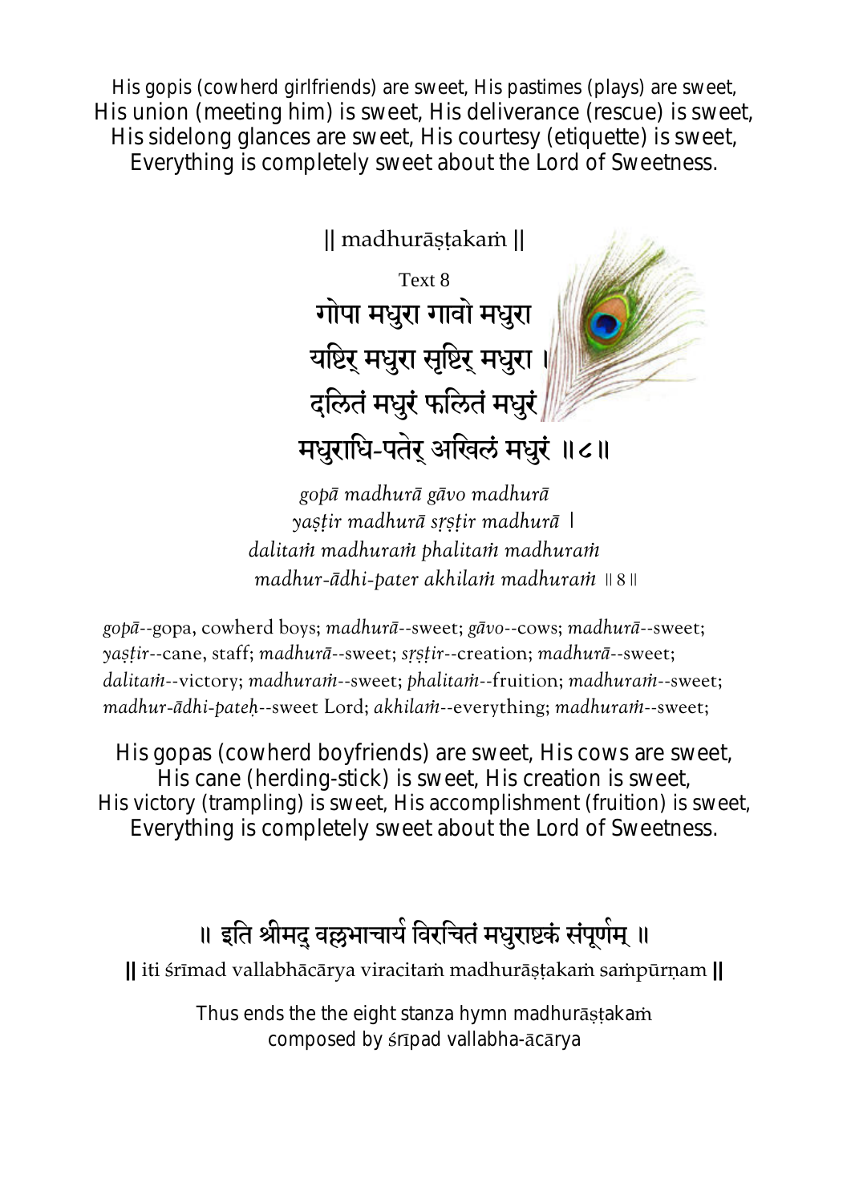His gopis (cowherd girlfriends) are sweet, His pastimes (plays) are sweet,
His union (meeting him) is sweet, His deliverance (rescue) is sweet,
His sidelong glances are sweet, His courtesy (etiquette) is sweet,
Everything is completely sweet about the Lord of Sweetness.

|| madhurāṣṭakaṁ ||

Text 8

गोपा मधुरा गावो मधुरा
यष्टिर् मधुरा सृष्टिर् मधुरा ।
दलितं मधुरं फलितं मधुरं
मधुराधि-पतेर् अखिलं मधुरं ॥८॥

*gopā madhurā gāvo madhurā*
*yaṣṭir madhurā sṛṣṭir madhurā* |
*dalitaṁ madhuraṁ phalitaṁ madhuraṁ*
*madhur-ādhi-pater akhilaṁ madhuraṁ* || 8 ||

*gopā*--gopa, cowherd boys; *madhurā*--sweet; *gāvo*--cows; *madhurā*--sweet; *yaṣṭir*--cane, staff; *madhurā*--sweet; *sṛṣṭir*--creation; *madhurā*--sweet; *dalitaṁ*--victory; *madhuraṁ*--sweet; *phalitaṁ*--fruition; *madhuraṁ*--sweet; *madhur-ādhi-pateḥ*--sweet Lord; *akhilaṁ*--everything; *madhuraṁ*--sweet;

His gopas (cowherd boyfriends) are sweet, His cows are sweet,
His cane (herding-stick) is sweet, His creation is sweet,
His victory (trampling) is sweet, His accomplishment (fruition) is sweet,
Everything is completely sweet about the Lord of Sweetness.

॥ इति श्रीमद् वल्लभाचार्य विरचितं मधुराष्टकं संपूर्णम् ॥

|| iti śrīmad vallabhācārya viracitaṁ madhurāṣṭakaṁ saṁpūrṇam ||

Thus ends the the eight stanza hymn madhurāṣṭakaṁ
composed by śrīpad vallabha-ācārya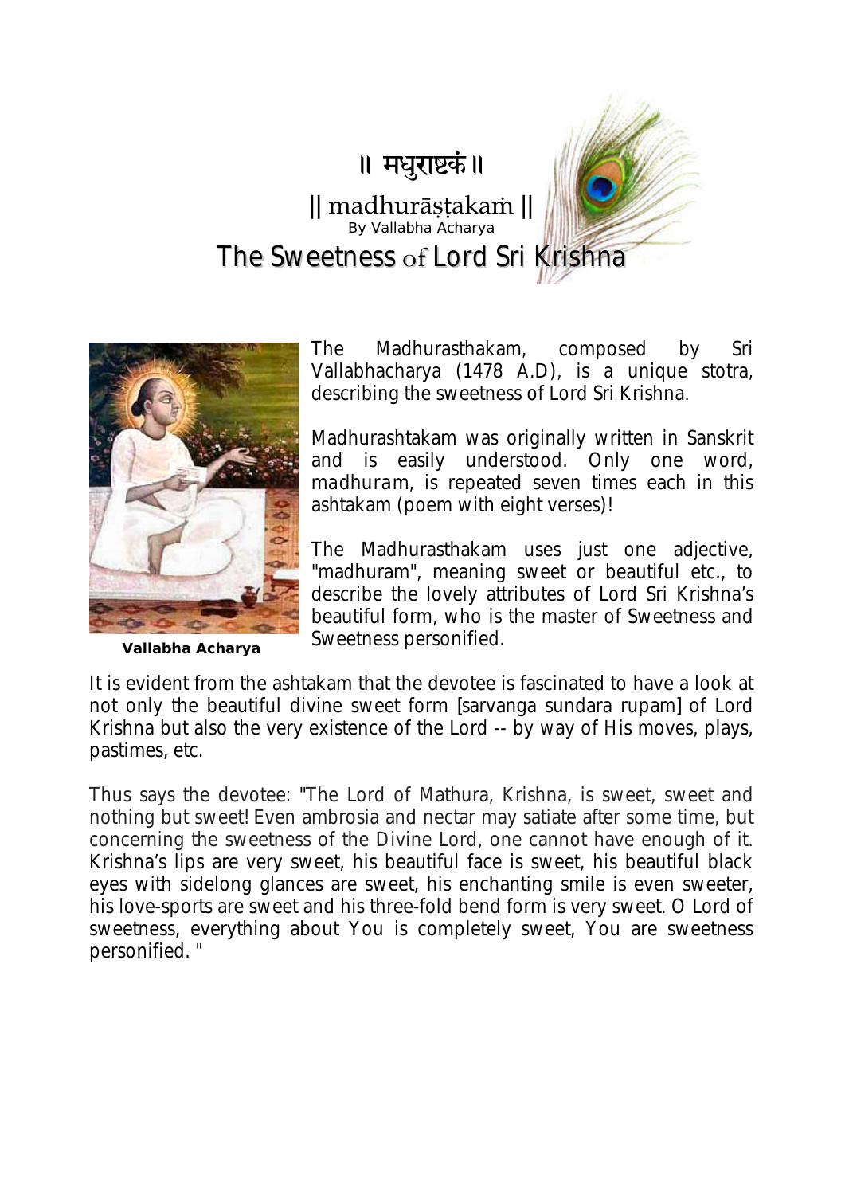# ॥ मधुराष्टकं ॥

## || madhurāṣṭakaṁ ||

By Vallabha Acharya

## The Sweetness of Lord Sri Krishna

**Vallabha Acharya**

The Madhurasthakam, composed by Sri Vallabhacharya (1478 A.D), is a unique stotra, describing the sweetness of Lord Sri Krishna.

Madhurashtakam was originally written in Sanskrit and is easily understood. Only one word, madhuram, is repeated seven times each in this ashtakam (poem with eight verses)!

The Madhurasthakam uses just one adjective, "madhuram", meaning sweet or beautiful etc., to describe the lovely attributes of Lord Sri Krishna's beautiful form, who is the master of Sweetness and Sweetness personified.

It is evident from the ashtakam that the devotee is fascinated to have a look at not only the beautiful divine sweet form [sarvanga sundara rupam] of Lord Krishna but also the very existence of the Lord -- by way of His moves, plays, pastimes, etc.

Thus says the devotee: "The Lord of Mathura, Krishna, is sweet, sweet and nothing but sweet! Even ambrosia and nectar may satiate after some time, but concerning the sweetness of the Divine Lord, one cannot have enough of it. Krishna's lips are very sweet, his beautiful face is sweet, his beautiful black eyes with sidelong glances are sweet, his enchanting smile is even sweeter, his love-sports are sweet and his three-fold bend form is very sweet. O Lord of sweetness, everything about You is completely sweet, You are sweetness personified. "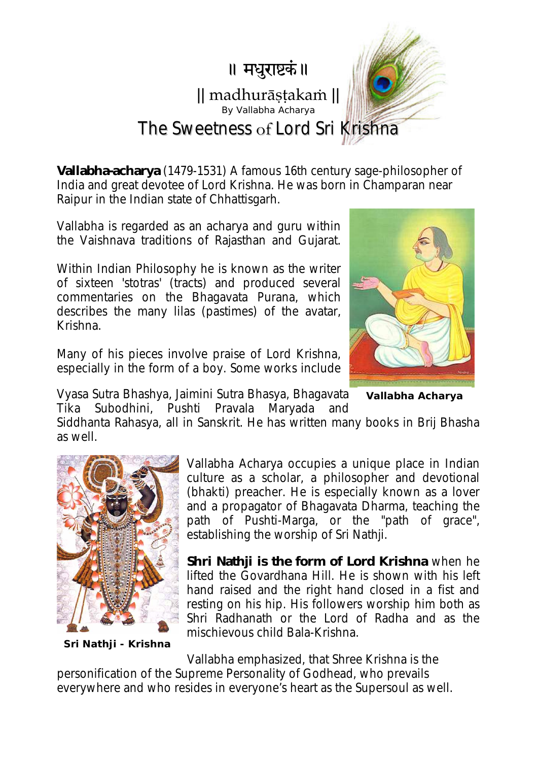# ॥ मधुराष्टकं ॥

## || madhurāṣṭakaṁ ||

By Vallabha Acharya

## The Sweetness of Lord Sri Krishna

**Vallabha-acharya** (1479-1531) A famous 16th century sage-philosopher of India and great devotee of Lord Krishna. He was born in Champaran near Raipur in the Indian state of Chhattisgarh.

Vallabha is regarded as an acharya and guru within the Vaishnava traditions of Rajasthan and Gujarat.

Within Indian Philosophy he is known as the writer of sixteen 'stotras' (tracts) and produced several commentaries on the Bhagavata Purana, which describes the many lilas (pastimes) of the avatar, Krishna.

Many of his pieces involve praise of Lord Krishna, especially in the form of a boy. Some works include Vyasa Sutra Bhashya, Jaimini Sutra Bhasya, Bhagavata Tika Subodhini, Pushti Pravala Maryada and Siddhanta Rahasya, all in Sanskrit. He has written many books in Brij Bhasha as well.

**Vallabha Acharya**

Vallabha Acharya occupies a unique place in Indian culture as a scholar, a philosopher and devotional (bhakti) preacher. He is especially known as a lover and a propagator of Bhagavata Dharma, teaching the path of Pushti-Marga, or the "path of grace", establishing the worship of Sri Nathji.

**Shri Nathji is the form of Lord Krishna** when he lifted the Govardhana Hill. He is shown with his left hand raised and the right hand closed in a fist and resting on his hip. His followers worship him both as Shri Radhanath or the Lord of Radha and as the mischievous child Bala-Krishna.

**Sri Nathji - Krishna**

Vallabha emphasized, that Shree Krishna is the personification of the Supreme Personality of Godhead, who prevails everywhere and who resides in everyone's heart as the Supersoul as well.